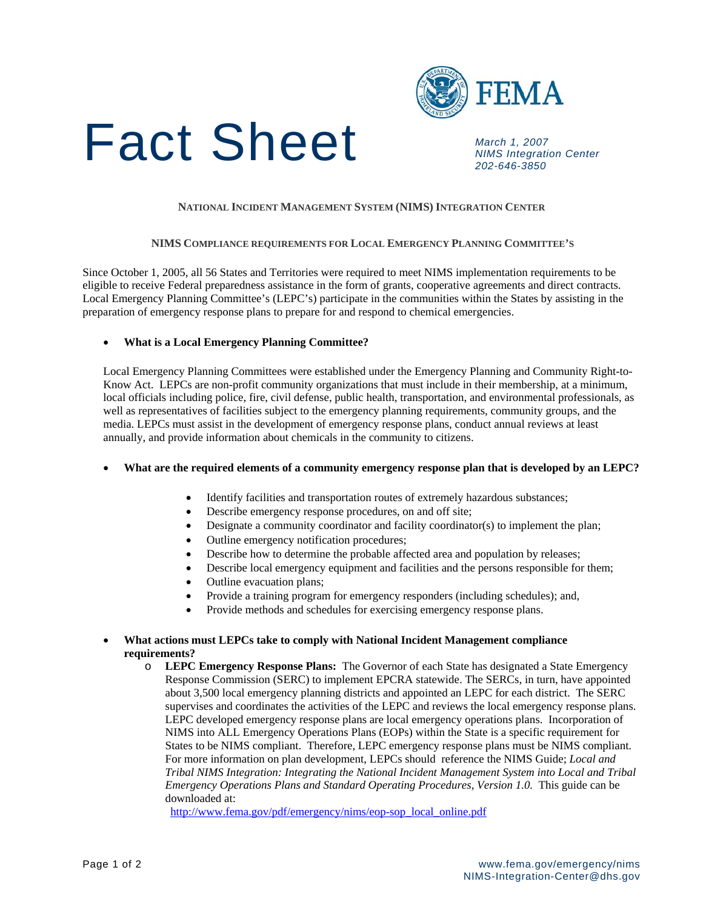# Fact Sheet

*March 1, 2007*
*NIMS Integration Center*
*202-646-3850*

**NATIONAL INCIDENT MANAGEMENT SYSTEM (NIMS) INTEGRATION CENTER**

**NIMS COMPLIANCE REQUIREMENTS FOR LOCAL EMERGENCY PLANNING COMMITTEE'S**

Since October 1, 2005, all 56 States and Territories were required to meet NIMS implementation requirements to be eligible to receive Federal preparedness assistance in the form of grants, cooperative agreements and direct contracts. Local Emergency Planning Committee's (LEPC's) participate in the communities within the States by assisting in the preparation of emergency response plans to prepare for and respond to chemical emergencies.

- **What is a Local Emergency Planning Committee?**

  Local Emergency Planning Committees were established under the Emergency Planning and Community Right-to-Know Act. LEPCs are non-profit community organizations that must include in their membership, at a minimum, local officials including police, fire, civil defense, public health, transportation, and environmental professionals, as well as representatives of facilities subject to the emergency planning requirements, community groups, and the media. LEPCs must assist in the development of emergency response plans, conduct annual reviews at least annually, and provide information about chemicals in the community to citizens.

- **What are the required elements of a community emergency response plan that is developed by an LEPC?**

  - Identify facilities and transportation routes of extremely hazardous substances;
  - Describe emergency response procedures, on and off site;
  - Designate a community coordinator and facility coordinator(s) to implement the plan;
  - Outline emergency notification procedures;
  - Describe how to determine the probable affected area and population by releases;
  - Describe local emergency equipment and facilities and the persons responsible for them;
  - Outline evacuation plans;
  - Provide a training program for emergency responders (including schedules); and,
  - Provide methods and schedules for exercising emergency response plans.

- **What actions must LEPCs take to comply with National Incident Management compliance requirements?**
  - **LEPC Emergency Response Plans:** The Governor of each State has designated a State Emergency Response Commission (SERC) to implement EPCRA statewide. The SERCs, in turn, have appointed about 3,500 local emergency planning districts and appointed an LEPC for each district. The SERC supervises and coordinates the activities of the LEPC and reviews the local emergency response plans. LEPC developed emergency response plans are local emergency operations plans. Incorporation of NIMS into ALL Emergency Operations Plans (EOPs) within the State is a specific requirement for States to be NIMS compliant. Therefore, LEPC emergency response plans must be NIMS compliant. For more information on plan development, LEPCs should reference the NIMS Guide; *Local and Tribal NIMS Integration: Integrating the National Incident Management System into Local and Tribal Emergency Operations Plans and Standard Operating Procedures, Version 1.0.* This guide can be downloaded at:
    http://www.fema.gov/pdf/emergency/nims/eop-sop_local_online.pdf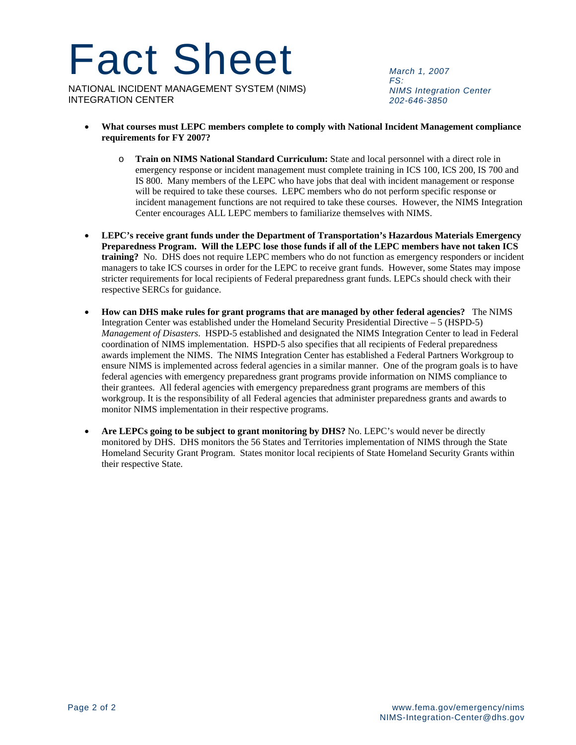# Fact Sheet

NATIONAL INCIDENT MANAGEMENT SYSTEM (NIMS) INTEGRATION CENTER

*March 1, 2007*
*FS:*
*NIMS Integration Center*
*202-646-3850*

- **What courses must LEPC members complete to comply with National Incident Management compliance requirements for FY 2007?**
    - **Train on NIMS National Standard Curriculum:** State and local personnel with a direct role in emergency response or incident management must complete training in ICS 100, ICS 200, IS 700 and IS 800. Many members of the LEPC who have jobs that deal with incident management or response will be required to take these courses. LEPC members who do not perform specific response or incident management functions are not required to take these courses. However, the NIMS Integration Center encourages ALL LEPC members to familiarize themselves with NIMS.

- **LEPC's receive grant funds under the Department of Transportation's Hazardous Materials Emergency Preparedness Program. Will the LEPC lose those funds if all of the LEPC members have not taken ICS training?** No. DHS does not require LEPC members who do not function as emergency responders or incident managers to take ICS courses in order for the LEPC to receive grant funds. However, some States may impose stricter requirements for local recipients of Federal preparedness grant funds. LEPCs should check with their respective SERCs for guidance.

- **How can DHS make rules for grant programs that are managed by other federal agencies?** The NIMS Integration Center was established under the Homeland Security Presidential Directive – 5 (HSPD-5) *Management of Disasters*. HSPD-5 established and designated the NIMS Integration Center to lead in Federal coordination of NIMS implementation. HSPD-5 also specifies that all recipients of Federal preparedness awards implement the NIMS. The NIMS Integration Center has established a Federal Partners Workgroup to ensure NIMS is implemented across federal agencies in a similar manner. One of the program goals is to have federal agencies with emergency preparedness grant programs provide information on NIMS compliance to their grantees. All federal agencies with emergency preparedness grant programs are members of this workgroup. It is the responsibility of all Federal agencies that administer preparedness grants and awards to monitor NIMS implementation in their respective programs.

- **Are LEPCs going to be subject to grant monitoring by DHS?** No. LEPC's would never be directly monitored by DHS. DHS monitors the 56 States and Territories implementation of NIMS through the State Homeland Security Grant Program. States monitor local recipients of State Homeland Security Grants within their respective State.

www.fema.gov/emergency/nims
NIMS-Integration-Center@dhs.gov